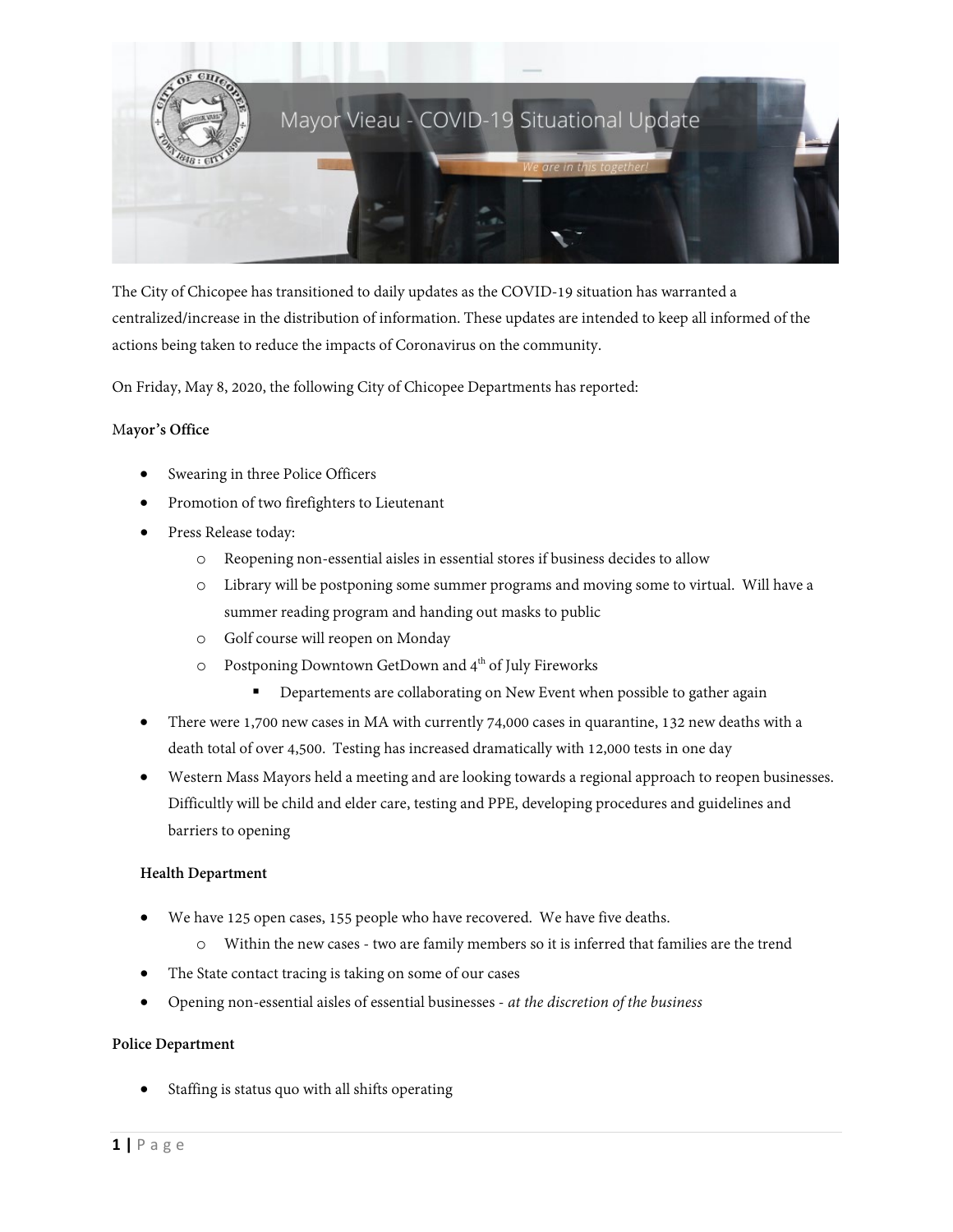# Mayor Vieau - COVID-19 Situational Update

*We are in this together!*

The City of Chicopee has transitioned to daily updates as the COVID-19 situation has warranted a centralized/increase in the distribution of information. These updates are intended to keep all informed of the actions being taken to reduce the impacts of Coronavirus on the community.

On Friday, May 8, 2020, the following City of Chicopee Departments has reported:

**Mayor's Office**

- Swearing in three Police Officers
- Promotion of two firefighters to Lieutenant
- Press Release today:
  - Reopening non-essential aisles in essential stores if business decides to allow
  - Library will be postponing some summer programs and moving some to virtual. Will have a summer reading program and handing out masks to public
  - Golf course will reopen on Monday
  - Postponing Downtown GetDown and 4th of July Fireworks
    - Departements are collaborating on New Event when possible to gather again
- There were 1,700 new cases in MA with currently 74,000 cases in quarantine, 132 new deaths with a death total of over 4,500. Testing has increased dramatically with 12,000 tests in one day
- Western Mass Mayors held a meeting and are looking towards a regional approach to reopen businesses. Difficultly will be child and elder care, testing and PPE, developing procedures and guidelines and barriers to opening

**Health Department**

- We have 125 open cases, 155 people who have recovered. We have five deaths.
  - Within the new cases - two are family members so it is inferred that families are the trend
- The State contact tracing is taking on some of our cases
- Opening non-essential aisles of essential businesses - *at the discretion of the business*

**Police Department**

- Staffing is status quo with all shifts operating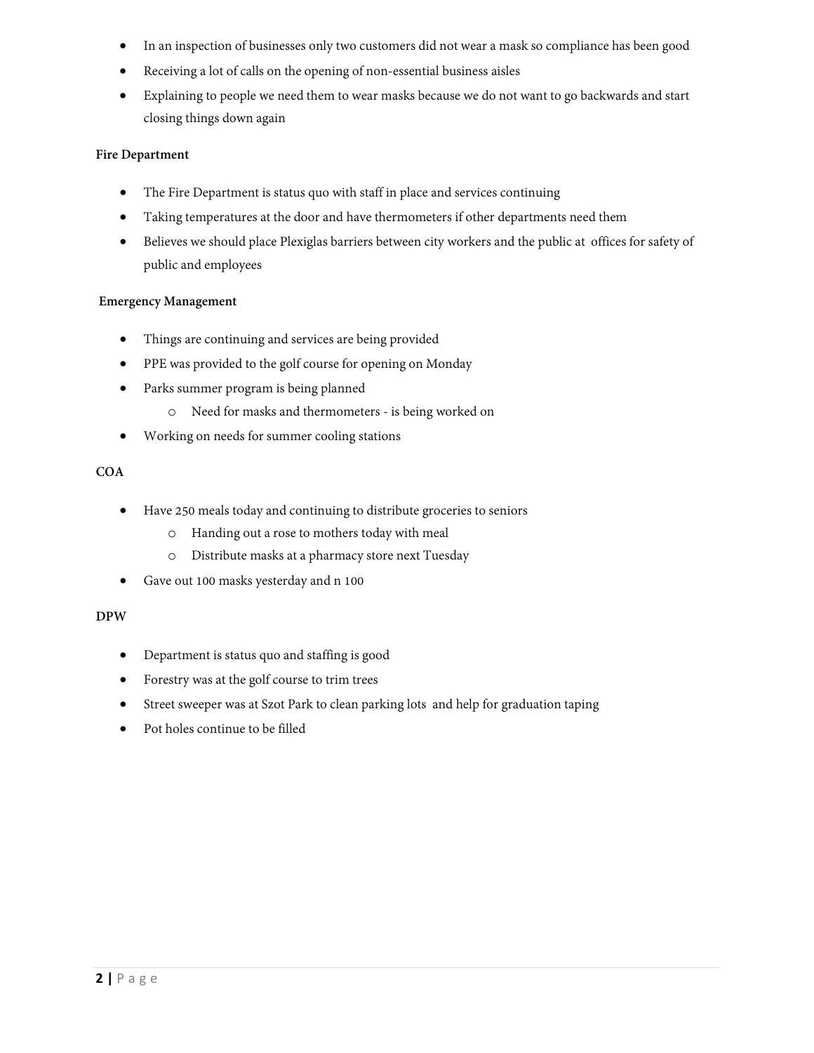- In an inspection of businesses only two customers did not wear a mask so compliance has been good
- Receiving a lot of calls on the opening of non-essential business aisles
- Explaining to people we need them to wear masks because we do not want to go backwards and start closing things down again

**Fire Department**

- The Fire Department is status quo with staff in place and services continuing
- Taking temperatures at the door and have thermometers if other departments need them
- Believes we should place Plexiglas barriers between city workers and the public at offices for safety of public and employees

**Emergency Management**

- Things are continuing and services are being provided
- PPE was provided to the golf course for opening on Monday
- Parks summer program is being planned
  - Need for masks and thermometers - is being worked on
- Working on needs for summer cooling stations

**COA**

- Have 250 meals today and continuing to distribute groceries to seniors
  - Handing out a rose to mothers today with meal
  - Distribute masks at a pharmacy store next Tuesday
- Gave out 100 masks yesterday and n 100

**DPW**

- Department is status quo and staffing is good
- Forestry was at the golf course to trim trees
- Street sweeper was at Szot Park to clean parking lots and help for graduation taping
- Pot holes continue to be filled